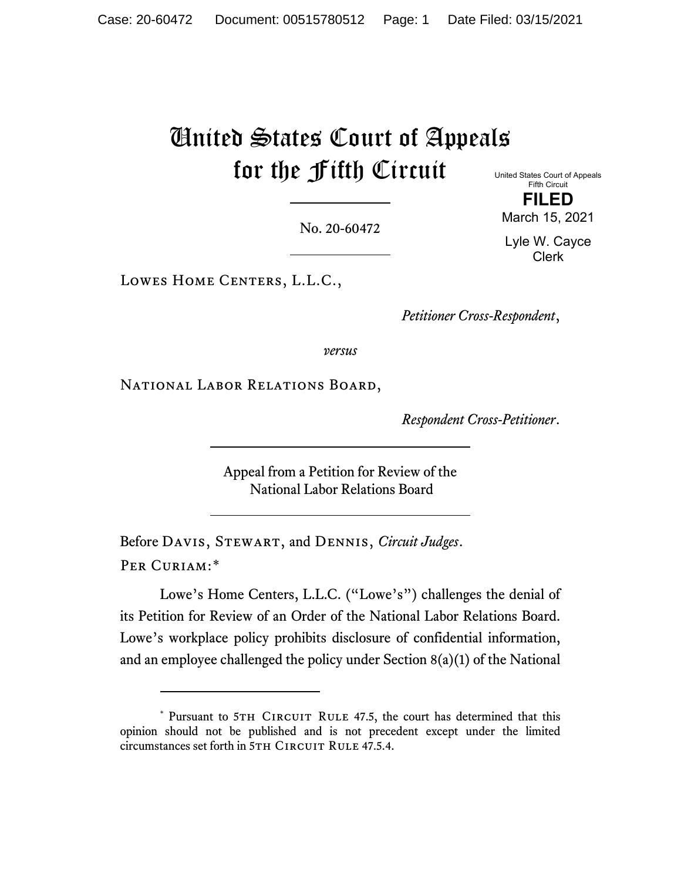# United States Court of Appeals for the Fifth Circuit

United States Court of Appeals
Fifth Circuit

**FILED**

March 15, 2021

Lyle W. Cayce
Clerk

No. 20-60472

Lowes Home Centers, L.L.C.,

*Petitioner Cross-Respondent*,

*versus*

National Labor Relations Board,

*Respondent Cross-Petitioner*.

Appeal from a Petition for Review of the
National Labor Relations Board

Before Davis, Stewart, and Dennis, *Circuit Judges*.

Per Curiam:*

Lowe's Home Centers, L.L.C. ("Lowe's") challenges the denial of its Petition for Review of an Order of the National Labor Relations Board. Lowe's workplace policy prohibits disclosure of confidential information, and an employee challenged the policy under Section 8(a)(1) of the National

---

* Pursuant to 5th Circuit Rule 47.5, the court has determined that this opinion should not be published and is not precedent except under the limited circumstances set forth in 5th Circuit Rule 47.5.4.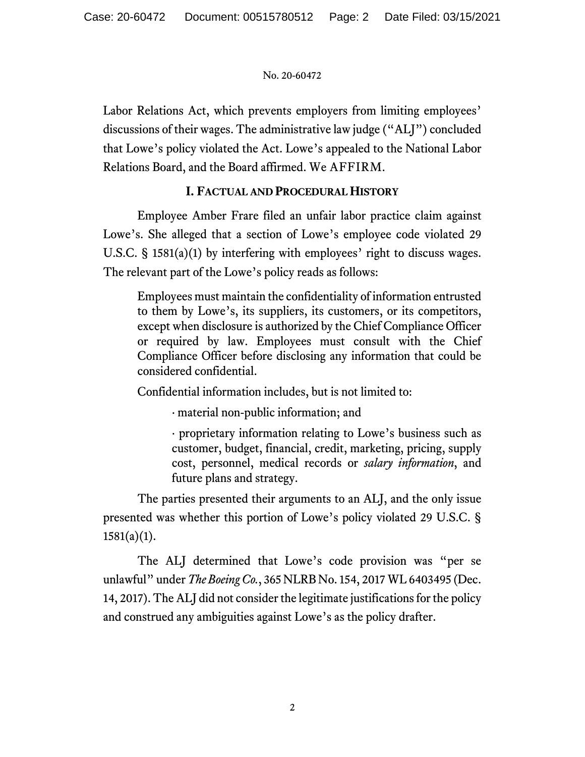Labor Relations Act, which prevents employers from limiting employees' discussions of their wages. The administrative law judge ("ALJ") concluded that Lowe's policy violated the Act. Lowe's appealed to the National Labor Relations Board, and the Board affirmed. We AFFIRM.

## I. Factual and Procedural History

Employee Amber Frare filed an unfair labor practice claim against Lowe's. She alleged that a section of Lowe's employee code violated 29 U.S.C. § 1581(a)(1) by interfering with employees' right to discuss wages. The relevant part of the Lowe's policy reads as follows:

> Employees must maintain the confidentiality of information entrusted to them by Lowe's, its suppliers, its customers, or its competitors, except when disclosure is authorized by the Chief Compliance Officer or required by law. Employees must consult with the Chief Compliance Officer before disclosing any information that could be considered confidential.
>
> Confidential information includes, but is not limited to:
>
> · material non-public information; and
>
> · proprietary information relating to Lowe's business such as customer, budget, financial, credit, marketing, pricing, supply cost, personnel, medical records or *salary information*, and future plans and strategy.

The parties presented their arguments to an ALJ, and the only issue presented was whether this portion of Lowe's policy violated 29 U.S.C. § 1581(a)(1).

The ALJ determined that Lowe's code provision was "per se unlawful" under *The Boeing Co.*, 365 NLRB No. 154, 2017 WL 6403495 (Dec. 14, 2017). The ALJ did not consider the legitimate justifications for the policy and construed any ambiguities against Lowe's as the policy drafter.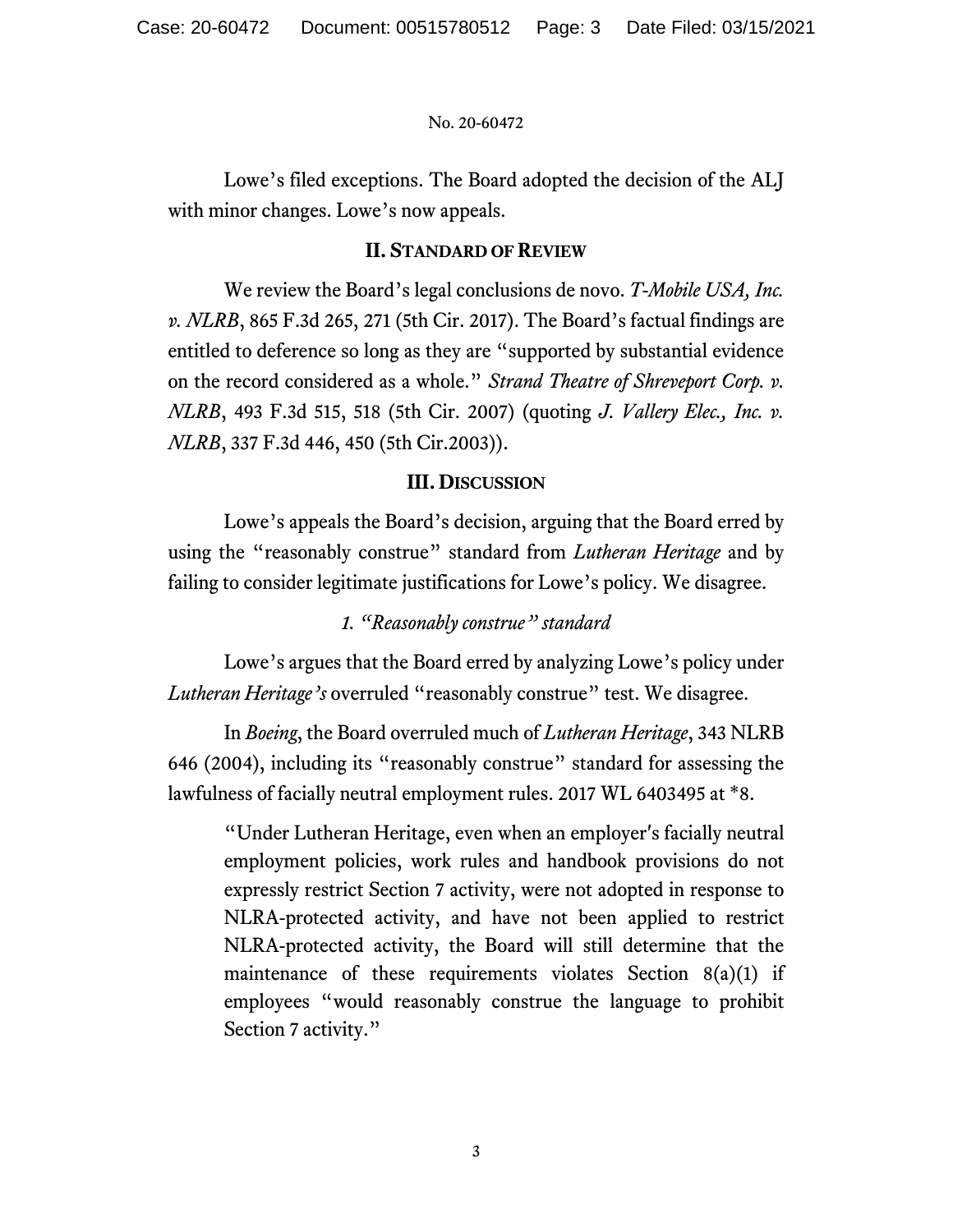Lowe's filed exceptions. The Board adopted the decision of the ALJ with minor changes. Lowe's now appeals.

## II. Standard of Review

We review the Board's legal conclusions de novo. *T-Mobile USA, Inc. v. NLRB*, 865 F.3d 265, 271 (5th Cir. 2017). The Board's factual findings are entitled to deference so long as they are "supported by substantial evidence on the record considered as a whole." *Strand Theatre of Shreveport Corp. v. NLRB*, 493 F.3d 515, 518 (5th Cir. 2007) (quoting *J. Vallery Elec., Inc. v. NLRB*, 337 F.3d 446, 450 (5th Cir.2003)).

## III. Discussion

Lowe's appeals the Board's decision, arguing that the Board erred by using the "reasonably construe" standard from *Lutheran Heritage* and by failing to consider legitimate justifications for Lowe's policy. We disagree.

### *1. "Reasonably construe" standard*

Lowe's argues that the Board erred by analyzing Lowe's policy under *Lutheran Heritage's* overruled "reasonably construe" test. We disagree.

In *Boeing*, the Board overruled much of *Lutheran Heritage*, 343 NLRB 646 (2004), including its "reasonably construe" standard for assessing the lawfulness of facially neutral employment rules. 2017 WL 6403495 at *8.

> "Under Lutheran Heritage, even when an employer's facially neutral employment policies, work rules and handbook provisions do not expressly restrict Section 7 activity, were not adopted in response to NLRA-protected activity, and have not been applied to restrict NLRA-protected activity, the Board will still determine that the maintenance of these requirements violates Section 8(a)(1) if employees "would reasonably construe the language to prohibit Section 7 activity."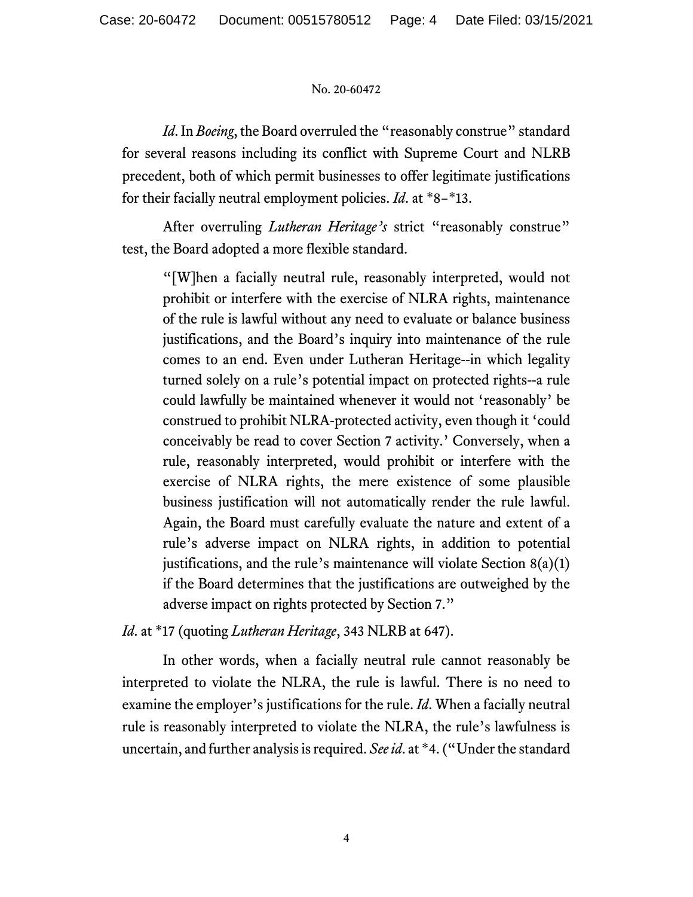*Id.* In *Boeing*, the Board overruled the "reasonably construe" standard for several reasons including its conflict with Supreme Court and NLRB precedent, both of which permit businesses to offer legitimate justifications for their facially neutral employment policies. *Id.* at *8–*13.

After overruling *Lutheran Heritage's* strict "reasonably construe" test, the Board adopted a more flexible standard.

> "[W]hen a facially neutral rule, reasonably interpreted, would not prohibit or interfere with the exercise of NLRA rights, maintenance of the rule is lawful without any need to evaluate or balance business justifications, and the Board's inquiry into maintenance of the rule comes to an end. Even under Lutheran Heritage--in which legality turned solely on a rule's potential impact on protected rights--a rule could lawfully be maintained whenever it would not 'reasonably' be construed to prohibit NLRA-protected activity, even though it 'could conceivably be read to cover Section 7 activity.' Conversely, when a rule, reasonably interpreted, would prohibit or interfere with the exercise of NLRA rights, the mere existence of some plausible business justification will not automatically render the rule lawful. Again, the Board must carefully evaluate the nature and extent of a rule's adverse impact on NLRA rights, in addition to potential justifications, and the rule's maintenance will violate Section 8(a)(1) if the Board determines that the justifications are outweighed by the adverse impact on rights protected by Section 7."

*Id.* at *17 (quoting *Lutheran Heritage*, 343 NLRB at 647).

In other words, when a facially neutral rule cannot reasonably be interpreted to violate the NLRA, the rule is lawful. There is no need to examine the employer's justifications for the rule. *Id.* When a facially neutral rule is reasonably interpreted to violate the NLRA, the rule's lawfulness is uncertain, and further analysis is required. *See id.* at *4. ("Under the standard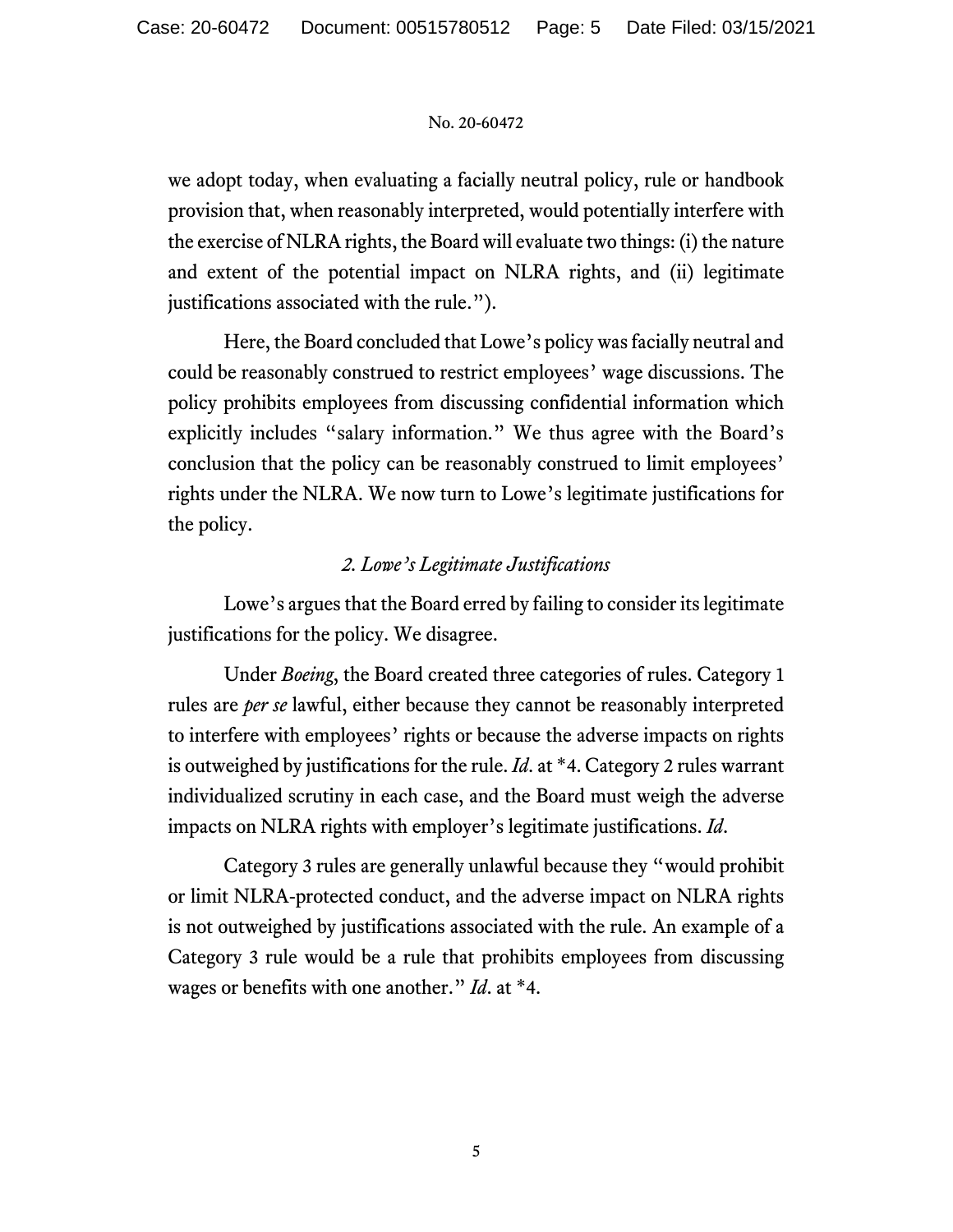we adopt today, when evaluating a facially neutral policy, rule or handbook provision that, when reasonably interpreted, would potentially interfere with the exercise of NLRA rights, the Board will evaluate two things: (i) the nature and extent of the potential impact on NLRA rights, and (ii) legitimate justifications associated with the rule.").

Here, the Board concluded that Lowe's policy was facially neutral and could be reasonably construed to restrict employees' wage discussions. The policy prohibits employees from discussing confidential information which explicitly includes "salary information." We thus agree with the Board's conclusion that the policy can be reasonably construed to limit employees' rights under the NLRA. We now turn to Lowe's legitimate justifications for the policy.

*2. Lowe's Legitimate Justifications*

Lowe's argues that the Board erred by failing to consider its legitimate justifications for the policy. We disagree.

Under *Boeing*, the Board created three categories of rules. Category 1 rules are *per se* lawful, either because they cannot be reasonably interpreted to interfere with employees' rights or because the adverse impacts on rights is outweighed by justifications for the rule. *Id*. at *4. Category 2 rules warrant individualized scrutiny in each case, and the Board must weigh the adverse impacts on NLRA rights with employer's legitimate justifications. *Id*.

Category 3 rules are generally unlawful because they "would prohibit or limit NLRA-protected conduct, and the adverse impact on NLRA rights is not outweighed by justifications associated with the rule. An example of a Category 3 rule would be a rule that prohibits employees from discussing wages or benefits with one another." *Id*. at *4.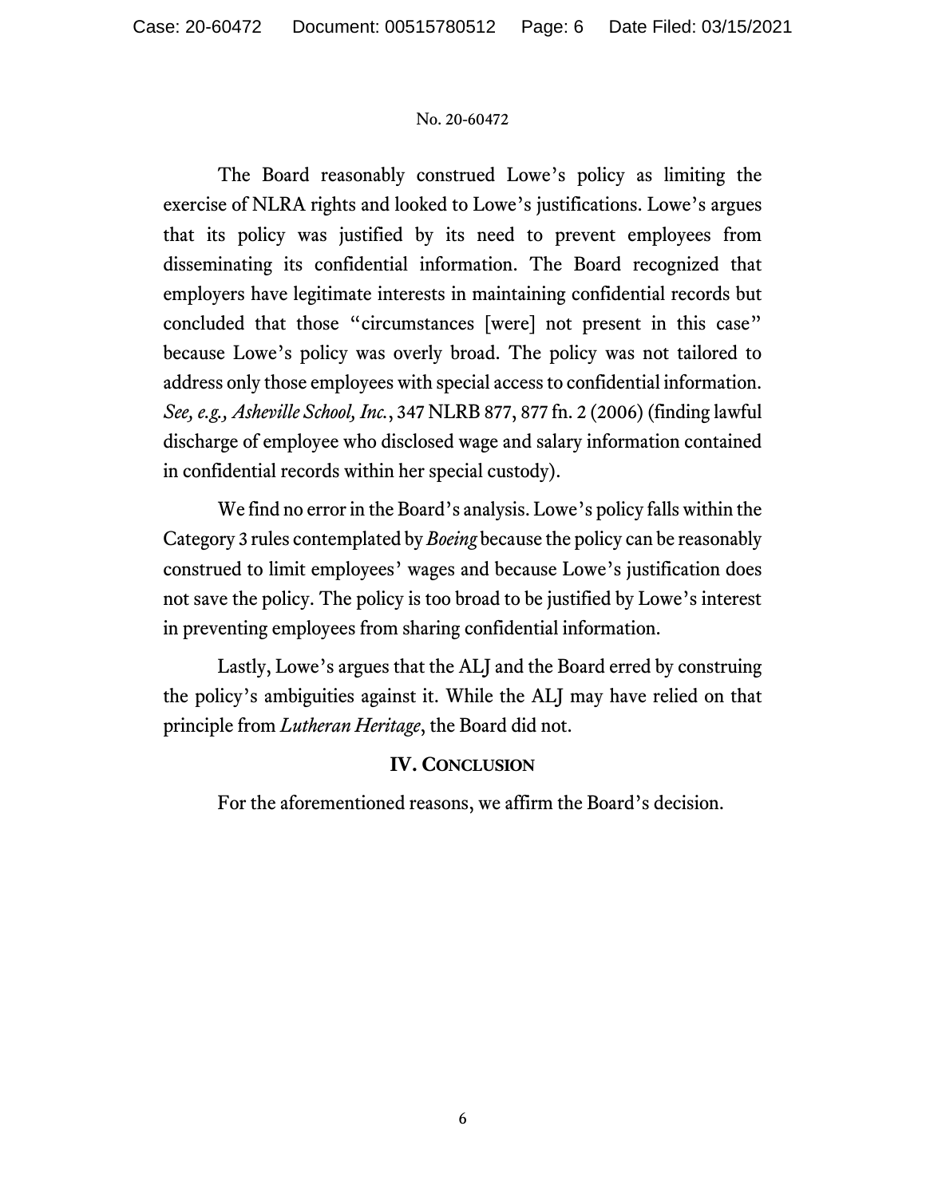The Board reasonably construed Lowe's policy as limiting the exercise of NLRA rights and looked to Lowe's justifications. Lowe's argues that its policy was justified by its need to prevent employees from disseminating its confidential information. The Board recognized that employers have legitimate interests in maintaining confidential records but concluded that those "circumstances [were] not present in this case" because Lowe's policy was overly broad. The policy was not tailored to address only those employees with special access to confidential information. *See, e.g., Asheville School, Inc.*, 347 NLRB 877, 877 fn. 2 (2006) (finding lawful discharge of employee who disclosed wage and salary information contained in confidential records within her special custody).

We find no error in the Board's analysis. Lowe's policy falls within the Category 3 rules contemplated by *Boeing* because the policy can be reasonably construed to limit employees' wages and because Lowe's justification does not save the policy. The policy is too broad to be justified by Lowe's interest in preventing employees from sharing confidential information.

Lastly, Lowe's argues that the ALJ and the Board erred by construing the policy's ambiguities against it. While the ALJ may have relied on that principle from *Lutheran Heritage*, the Board did not.

## IV. Conclusion

For the aforementioned reasons, we affirm the Board's decision.